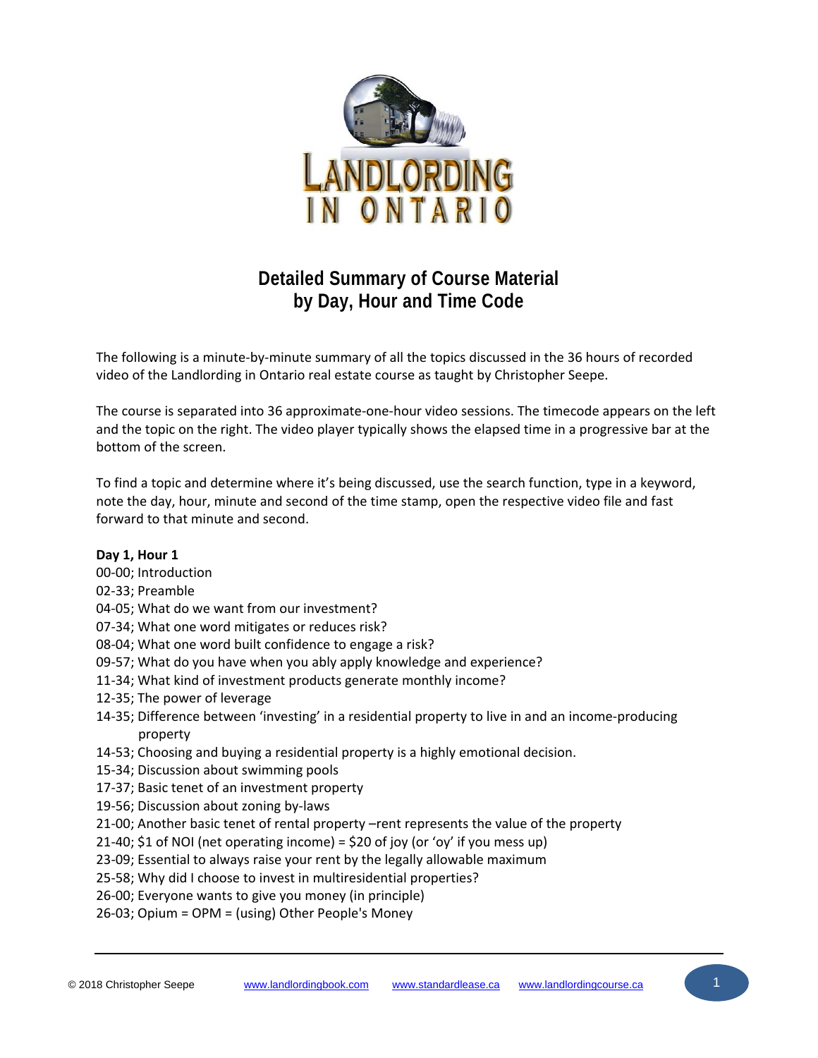# LANDLORDING IN ONTARIO

## Detailed Summary of Course Material by Day, Hour and Time Code

The following is a minute-by-minute summary of all the topics discussed in the 36 hours of recorded video of the Landlording in Ontario real estate course as taught by Christopher Seepe.

The course is separated into 36 approximate-one-hour video sessions. The timecode appears on the left and the topic on the right. The video player typically shows the elapsed time in a progressive bar at the bottom of the screen.

To find a topic and determine where it's being discussed, use the search function, type in a keyword, note the day, hour, minute and second of the time stamp, open the respective video file and fast forward to that minute and second.

**Day 1, Hour 1**

00-00; Introduction
02-33; Preamble
04-05; What do we want from our investment?
07-34; What one word mitigates or reduces risk?
08-04; What one word built confidence to engage a risk?
09-57; What do you have when you ably apply knowledge and experience?
11-34; What kind of investment products generate monthly income?
12-35; The power of leverage
14-35; Difference between 'investing' in a residential property to live in and an income-producing property
14-53; Choosing and buying a residential property is a highly emotional decision.
15-34; Discussion about swimming pools
17-37; Basic tenet of an investment property
19-56; Discussion about zoning by-laws
21-00; Another basic tenet of rental property –rent represents the value of the property
21-40; $1 of NOI (net operating income) = $20 of joy (or 'oy' if you mess up)
23-09; Essential to always raise your rent by the legally allowable maximum
25-58; Why did I choose to invest in multiresidential properties?
26-00; Everyone wants to give you money (in principle)
26-03; Opium = OPM = (using) Other People's Money

© 2018 Christopher Seepe www.landlordingbook.com www.standardlease.ca www.landlordingcourse.ca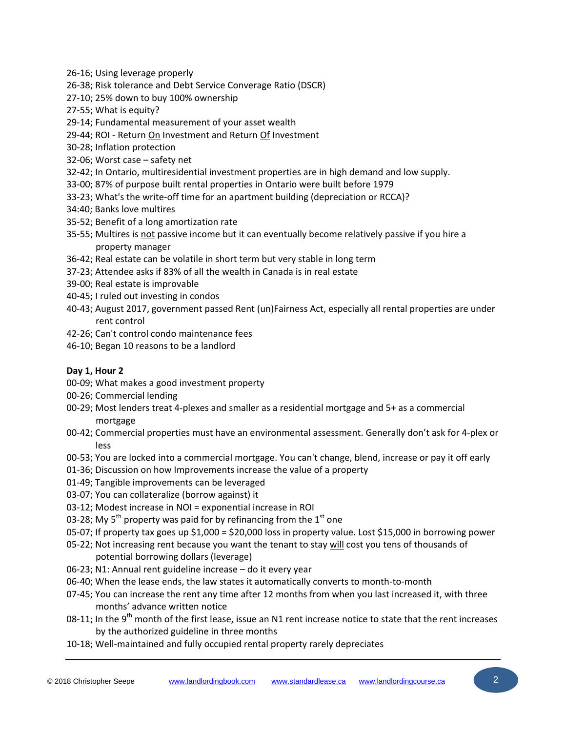26-16; Using leverage properly
26-38; Risk tolerance and Debt Service Converage Ratio (DSCR)
27-10; 25% down to buy 100% ownership
27-55; What is equity?
29-14; Fundamental measurement of your asset wealth
29-44; ROI - Return <u>On</u> Investment and Return <u>Of</u> Investment
30-28; Inflation protection
32-06; Worst case – safety net
32-42; In Ontario, multiresidential investment properties are in high demand and low supply.
33-00; 87% of purpose built rental properties in Ontario were built before 1979
33-23; What's the write-off time for an apartment building (depreciation or RCCA)?
34:40; Banks love multires
35-52; Benefit of a long amortization rate
35-55; Multires is <u>not</u> passive income but it can eventually become relatively passive if you hire a property manager
36-42; Real estate can be volatile in short term but very stable in long term
37-23; Attendee asks if 83% of all the wealth in Canada is in real estate
39-00; Real estate is improvable
40-45; I ruled out investing in condos
40-43; August 2017, government passed Rent (un)Fairness Act, especially all rental properties are under rent control
42-26; Can't control condo maintenance fees
46-10; Began 10 reasons to be a landlord

**Day 1, Hour 2**

00-09; What makes a good investment property
00-26; Commercial lending
00-29; Most lenders treat 4-plexes and smaller as a residential mortgage and 5+ as a commercial mortgage
00-42; Commercial properties must have an environmental assessment. Generally don't ask for 4-plex or less
00-53; You are locked into a commercial mortgage. You can't change, blend, increase or pay it off early
01-36; Discussion on how Improvements increase the value of a property
01-49; Tangible improvements can be leveraged
03-07; You can collateralize (borrow against) it
03-12; Modest increase in NOI = exponential increase in ROI
03-28; My 5th property was paid for by refinancing from the 1st one
05-07; If property tax goes up $1,000 = $20,000 loss in property value. Lost $15,000 in borrowing power
05-22; Not increasing rent because you want the tenant to stay <u>will</u> cost you tens of thousands of potential borrowing dollars (leverage)
06-23; N1: Annual rent guideline increase – do it every year
06-40; When the lease ends, the law states it automatically converts to month-to-month
07-45; You can increase the rent any time after 12 months from when you last increased it, with three months' advance written notice
08-11; In the 9th month of the first lease, issue an N1 rent increase notice to state that the rent increases by the authorized guideline in three months
10-18; Well-maintained and fully occupied rental property rarely depreciates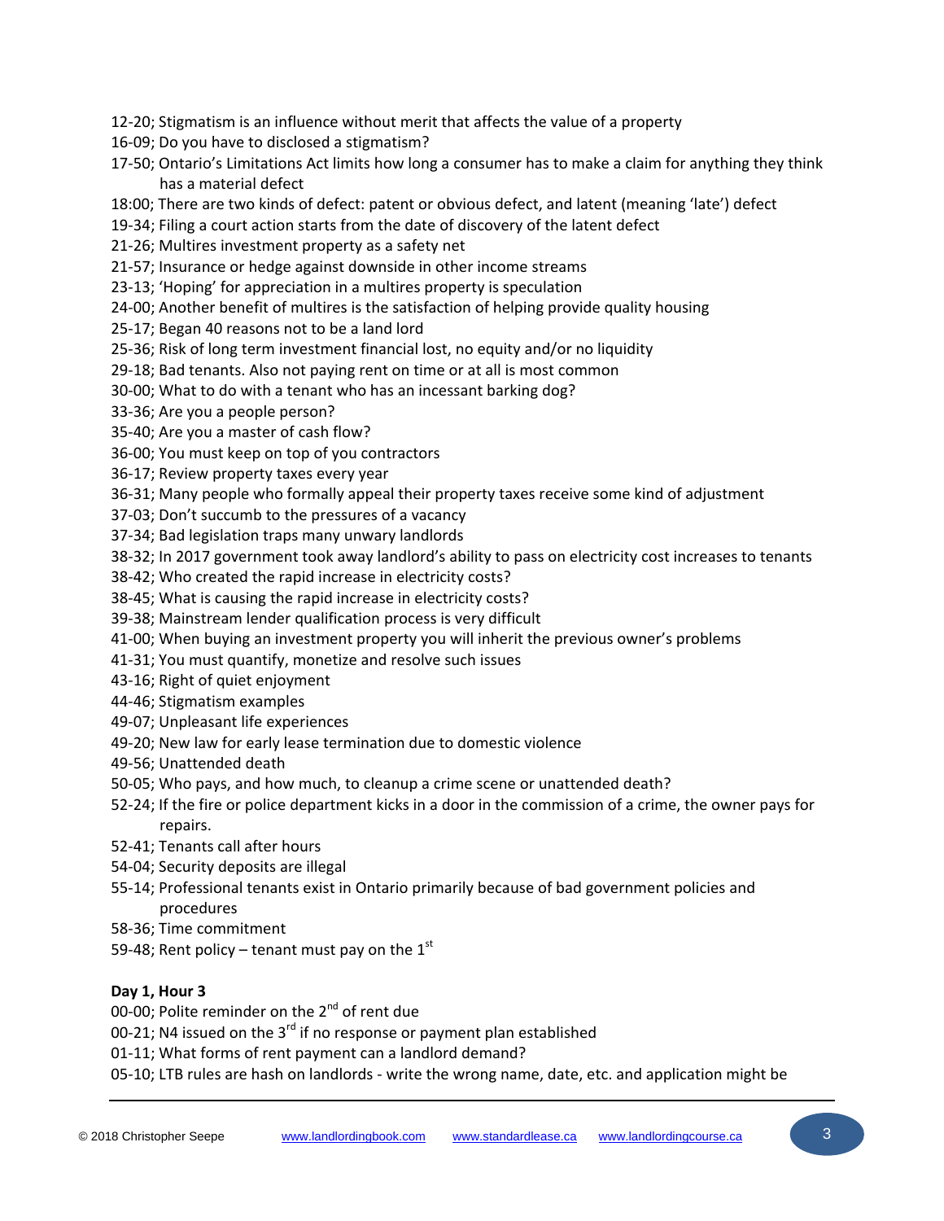12-20; Stigmatism is an influence without merit that affects the value of a property
16-09; Do you have to disclosed a stigmatism?
17-50; Ontario's Limitations Act limits how long a consumer has to make a claim for anything they think has a material defect
18:00; There are two kinds of defect: patent or obvious defect, and latent (meaning 'late') defect
19-34; Filing a court action starts from the date of discovery of the latent defect
21-26; Multires investment property as a safety net
21-57; Insurance or hedge against downside in other income streams
23-13; 'Hoping' for appreciation in a multires property is speculation
24-00; Another benefit of multires is the satisfaction of helping provide quality housing
25-17; Began 40 reasons not to be a land lord
25-36; Risk of long term investment financial lost, no equity and/or no liquidity
29-18; Bad tenants. Also not paying rent on time or at all is most common
30-00; What to do with a tenant who has an incessant barking dog?
33-36; Are you a people person?
35-40; Are you a master of cash flow?
36-00; You must keep on top of you contractors
36-17; Review property taxes every year
36-31; Many people who formally appeal their property taxes receive some kind of adjustment
37-03; Don't succumb to the pressures of a vacancy
37-34; Bad legislation traps many unwary landlords
38-32; In 2017 government took away landlord's ability to pass on electricity cost increases to tenants
38-42; Who created the rapid increase in electricity costs?
38-45; What is causing the rapid increase in electricity costs?
39-38; Mainstream lender qualification process is very difficult
41-00; When buying an investment property you will inherit the previous owner's problems
41-31; You must quantify, monetize and resolve such issues
43-16; Right of quiet enjoyment
44-46; Stigmatism examples
49-07; Unpleasant life experiences
49-20; New law for early lease termination due to domestic violence
49-56; Unattended death
50-05; Who pays, and how much, to cleanup a crime scene or unattended death?
52-24; If the fire or police department kicks in a door in the commission of a crime, the owner pays for repairs.
52-41; Tenants call after hours
54-04; Security deposits are illegal
55-14; Professional tenants exist in Ontario primarily because of bad government policies and procedures
58-36; Time commitment
59-48; Rent policy – tenant must pay on the 1st

**Day 1, Hour 3**

00-00; Polite reminder on the 2nd of rent due
00-21; N4 issued on the 3rd if no response or payment plan established
01-11; What forms of rent payment can a landlord demand?
05-10; LTB rules are hash on landlords - write the wrong name, date, etc. and application might be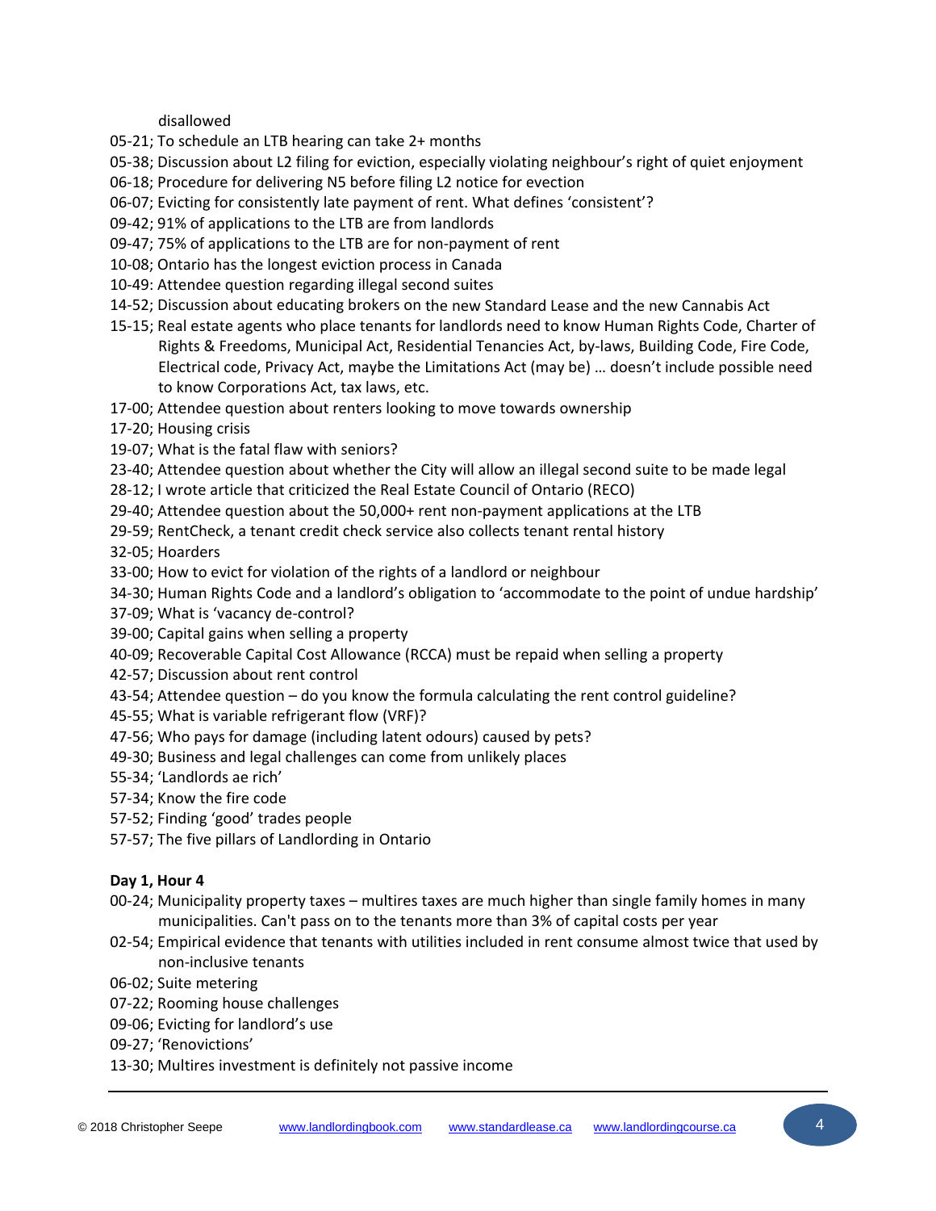disallowed

- 05-21; To schedule an LTB hearing can take 2+ months
- 05-38; Discussion about L2 filing for eviction, especially violating neighbour's right of quiet enjoyment
- 06-18; Procedure for delivering N5 before filing L2 notice for evection
- 06-07; Evicting for consistently late payment of rent. What defines 'consistent'?
- 09-42; 91% of applications to the LTB are from landlords
- 09-47; 75% of applications to the LTB are for non-payment of rent
- 10-08; Ontario has the longest eviction process in Canada
- 10-49; Attendee question regarding illegal second suites
- 14-52; Discussion about educating brokers on the new Standard Lease and the new Cannabis Act
- 15-15; Real estate agents who place tenants for landlords need to know Human Rights Code, Charter of Rights & Freedoms, Municipal Act, Residential Tenancies Act, by-laws, Building Code, Fire Code, Electrical code, Privacy Act, maybe the Limitations Act (may be) … doesn't include possible need to know Corporations Act, tax laws, etc.
- 17-00; Attendee question about renters looking to move towards ownership
- 17-20; Housing crisis
- 19-07; What is the fatal flaw with seniors?
- 23-40; Attendee question about whether the City will allow an illegal second suite to be made legal
- 28-12; I wrote article that criticized the Real Estate Council of Ontario (RECO)
- 29-40; Attendee question about the 50,000+ rent non-payment applications at the LTB
- 29-59; RentCheck, a tenant credit check service also collects tenant rental history
- 32-05; Hoarders
- 33-00; How to evict for violation of the rights of a landlord or neighbour
- 34-30; Human Rights Code and a landlord's obligation to 'accommodate to the point of undue hardship'
- 37-09; What is 'vacancy de-control?
- 39-00; Capital gains when selling a property
- 40-09; Recoverable Capital Cost Allowance (RCCA) must be repaid when selling a property
- 42-57; Discussion about rent control
- 43-54; Attendee question – do you know the formula calculating the rent control guideline?
- 45-55; What is variable refrigerant flow (VRF)?
- 47-56; Who pays for damage (including latent odours) caused by pets?
- 49-30; Business and legal challenges can come from unlikely places
- 55-34; 'Landlords ae rich'
- 57-34; Know the fire code
- 57-52; Finding 'good' trades people
- 57-57; The five pillars of Landlording in Ontario

**Day 1, Hour 4**

- 00-24; Municipality property taxes – multires taxes are much higher than single family homes in many municipalities. Can't pass on to the tenants more than 3% of capital costs per year
- 02-54; Empirical evidence that tenants with utilities included in rent consume almost twice that used by non-inclusive tenants
- 06-02; Suite metering
- 07-22; Rooming house challenges
- 09-06; Evicting for landlord's use
- 09-27; 'Renovictions'
- 13-30; Multires investment is definitely not passive income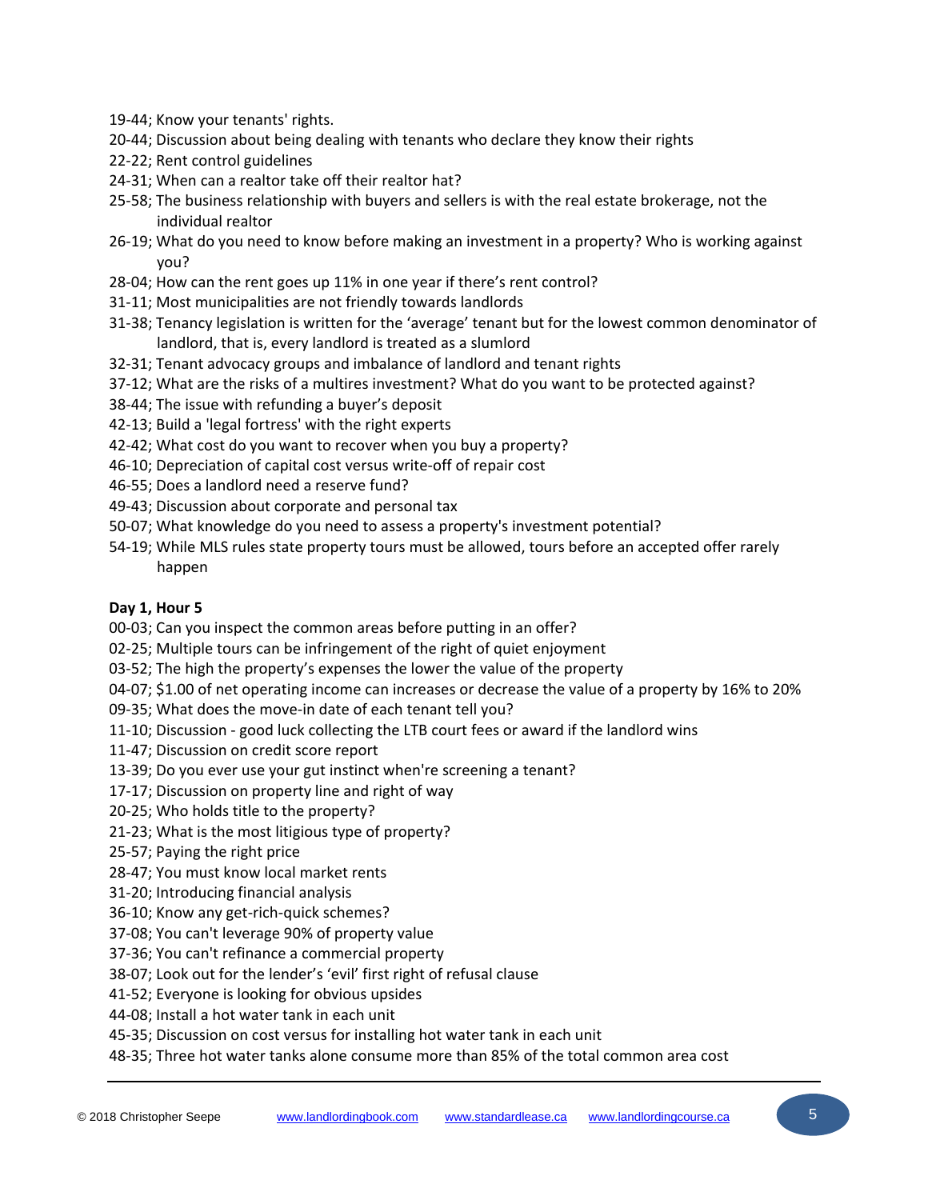19-44; Know your tenants' rights.

20-44; Discussion about being dealing with tenants who declare they know their rights

22-22; Rent control guidelines

24-31; When can a realtor take off their realtor hat?

25-58; The business relationship with buyers and sellers is with the real estate brokerage, not the individual realtor

26-19; What do you need to know before making an investment in a property? Who is working against you?

28-04; How can the rent goes up 11% in one year if there's rent control?

31-11; Most municipalities are not friendly towards landlords

31-38; Tenancy legislation is written for the 'average' tenant but for the lowest common denominator of landlord, that is, every landlord is treated as a slumlord

32-31; Tenant advocacy groups and imbalance of landlord and tenant rights

37-12; What are the risks of a multires investment? What do you want to be protected against?

38-44; The issue with refunding a buyer's deposit

42-13; Build a 'legal fortress' with the right experts

42-42; What cost do you want to recover when you buy a property?

46-10; Depreciation of capital cost versus write-off of repair cost

46-55; Does a landlord need a reserve fund?

49-43; Discussion about corporate and personal tax

50-07; What knowledge do you need to assess a property's investment potential?

54-19; While MLS rules state property tours must be allowed, tours before an accepted offer rarely happen

**Day 1, Hour 5**

00-03; Can you inspect the common areas before putting in an offer?

02-25; Multiple tours can be infringement of the right of quiet enjoyment

03-52; The high the property's expenses the lower the value of the property

04-07; $1.00 of net operating income can increases or decrease the value of a property by 16% to 20%

09-35; What does the move-in date of each tenant tell you?

11-10; Discussion - good luck collecting the LTB court fees or award if the landlord wins

11-47; Discussion on credit score report

13-39; Do you ever use your gut instinct when're screening a tenant?

17-17; Discussion on property line and right of way

20-25; Who holds title to the property?

21-23; What is the most litigious type of property?

25-57; Paying the right price

28-47; You must know local market rents

31-20; Introducing financial analysis

36-10; Know any get-rich-quick schemes?

37-08; You can't leverage 90% of property value

37-36; You can't refinance a commercial property

38-07; Look out for the lender's 'evil' first right of refusal clause

41-52; Everyone is looking for obvious upsides

44-08; Install a hot water tank in each unit

45-35; Discussion on cost versus for installing hot water tank in each unit

48-35; Three hot water tanks alone consume more than 85% of the total common area cost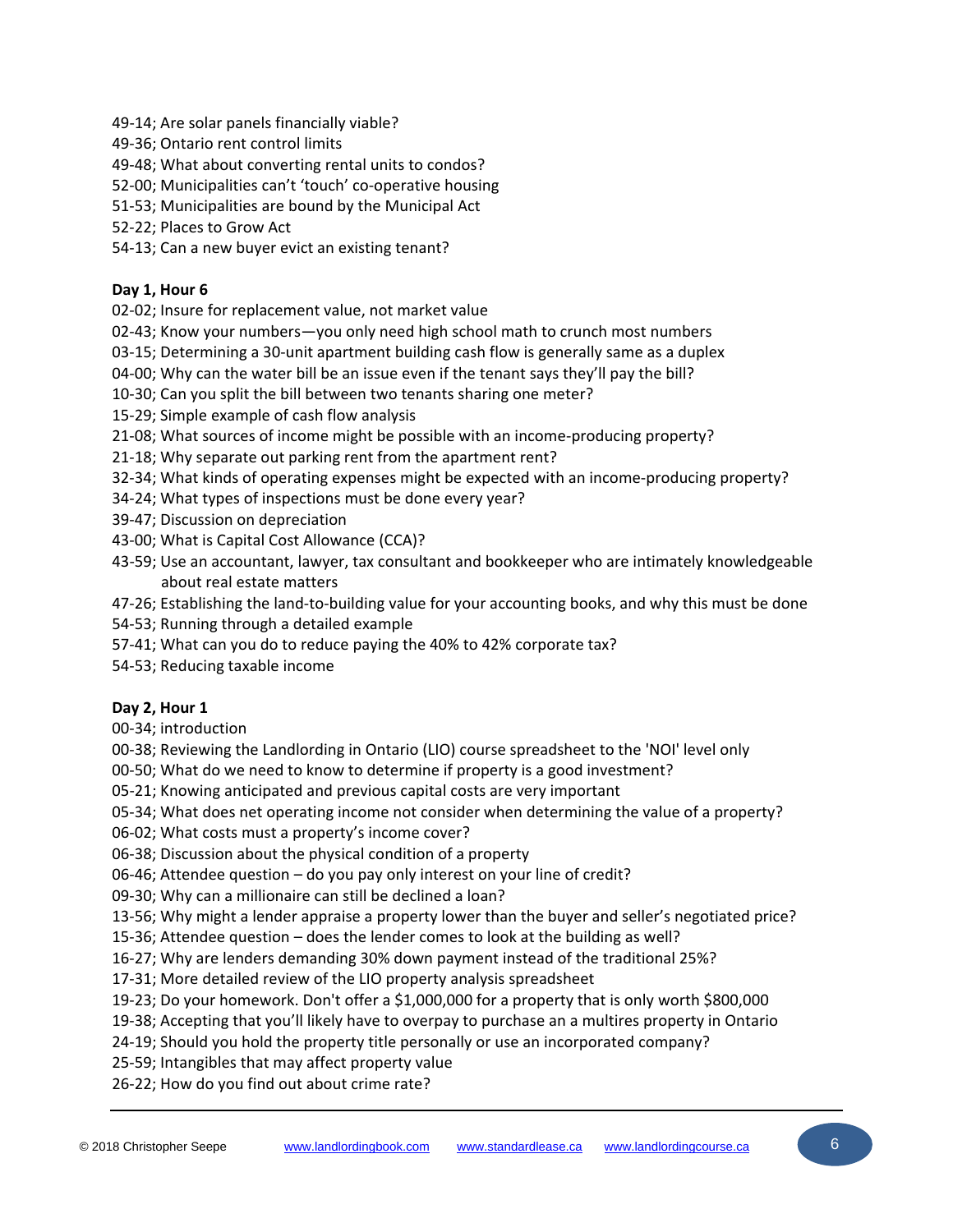49-14; Are solar panels financially viable?
49-36; Ontario rent control limits
49-48; What about converting rental units to condos?
52-00; Municipalities can't 'touch' co-operative housing
51-53; Municipalities are bound by the Municipal Act
52-22; Places to Grow Act
54-13; Can a new buyer evict an existing tenant?

**Day 1, Hour 6**

02-02; Insure for replacement value, not market value
02-43; Know your numbers—you only need high school math to crunch most numbers
03-15; Determining a 30-unit apartment building cash flow is generally same as a duplex
04-00; Why can the water bill be an issue even if the tenant says they'll pay the bill?
10-30; Can you split the bill between two tenants sharing one meter?
15-29; Simple example of cash flow analysis
21-08; What sources of income might be possible with an income-producing property?
21-18; Why separate out parking rent from the apartment rent?
32-34; What kinds of operating expenses might be expected with an income-producing property?
34-24; What types of inspections must be done every year?
39-47; Discussion on depreciation
43-00; What is Capital Cost Allowance (CCA)?
43-59; Use an accountant, lawyer, tax consultant and bookkeeper who are intimately knowledgeable about real estate matters
47-26; Establishing the land-to-building value for your accounting books, and why this must be done
54-53; Running through a detailed example
57-41; What can you do to reduce paying the 40% to 42% corporate tax?
54-53; Reducing taxable income

**Day 2, Hour 1**

00-34; introduction
00-38; Reviewing the Landlording in Ontario (LIO) course spreadsheet to the 'NOI' level only
00-50; What do we need to know to determine if property is a good investment?
05-21; Knowing anticipated and previous capital costs are very important
05-34; What does net operating income not consider when determining the value of a property?
06-02; What costs must a property's income cover?
06-38; Discussion about the physical condition of a property
06-46; Attendee question – do you pay only interest on your line of credit?
09-30; Why can a millionaire can still be declined a loan?
13-56; Why might a lender appraise a property lower than the buyer and seller's negotiated price?
15-36; Attendee question – does the lender comes to look at the building as well?
16-27; Why are lenders demanding 30% down payment instead of the traditional 25%?
17-31; More detailed review of the LIO property analysis spreadsheet
19-23; Do your homework. Don't offer a $1,000,000 for a property that is only worth $800,000
19-38; Accepting that you'll likely have to overpay to purchase an a multires property in Ontario
24-19; Should you hold the property title personally or use an incorporated company?
25-59; Intangibles that may affect property value
26-22; How do you find out about crime rate?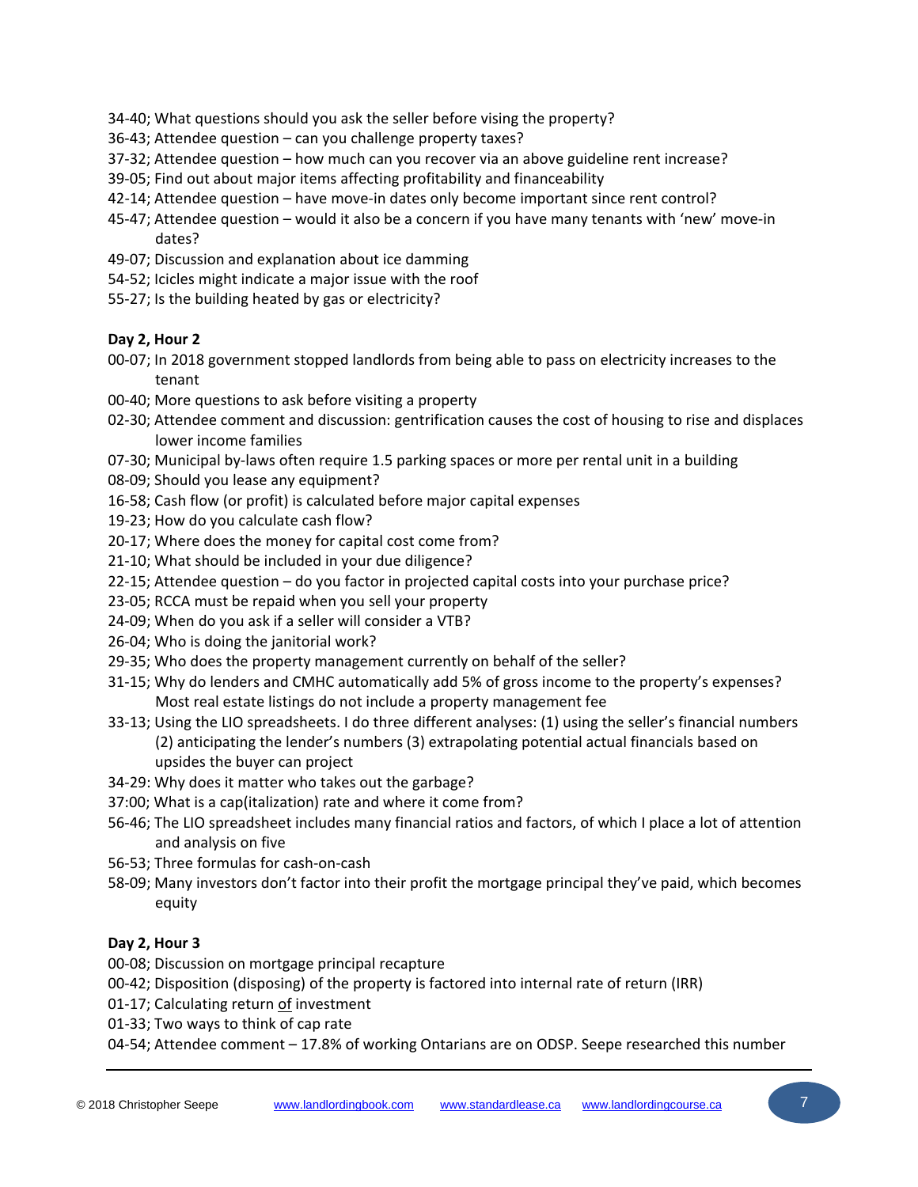34-40; What questions should you ask the seller before vising the property?
36-43; Attendee question – can you challenge property taxes?
37-32; Attendee question – how much can you recover via an above guideline rent increase?
39-05; Find out about major items affecting profitability and financeability
42-14; Attendee question – have move-in dates only become important since rent control?
45-47; Attendee question – would it also be a concern if you have many tenants with 'new' move-in dates?
49-07; Discussion and explanation about ice damming
54-52; Icicles might indicate a major issue with the roof
55-27; Is the building heated by gas or electricity?

**Day 2, Hour 2**

00-07; In 2018 government stopped landlords from being able to pass on electricity increases to the tenant
00-40; More questions to ask before visiting a property
02-30; Attendee comment and discussion: gentrification causes the cost of housing to rise and displaces lower income families
07-30; Municipal by-laws often require 1.5 parking spaces or more per rental unit in a building
08-09; Should you lease any equipment?
16-58; Cash flow (or profit) is calculated before major capital expenses
19-23; How do you calculate cash flow?
20-17; Where does the money for capital cost come from?
21-10; What should be included in your due diligence?
22-15; Attendee question – do you factor in projected capital costs into your purchase price?
23-05; RCCA must be repaid when you sell your property
24-09; When do you ask if a seller will consider a VTB?
26-04; Who is doing the janitorial work?
29-35; Who does the property management currently on behalf of the seller?
31-15; Why do lenders and CMHC automatically add 5% of gross income to the property's expenses? Most real estate listings do not include a property management fee
33-13; Using the LIO spreadsheets. I do three different analyses: (1) using the seller's financial numbers (2) anticipating the lender's numbers (3) extrapolating potential actual financials based on upsides the buyer can project
34-29: Why does it matter who takes out the garbage?
37:00; What is a cap(italization) rate and where it come from?
56-46; The LIO spreadsheet includes many financial ratios and factors, of which I place a lot of attention and analysis on five
56-53; Three formulas for cash-on-cash
58-09; Many investors don't factor into their profit the mortgage principal they've paid, which becomes equity

**Day 2, Hour 3**

00-08; Discussion on mortgage principal recapture
00-42; Disposition (disposing) of the property is factored into internal rate of return (IRR)
01-17; Calculating return <u>of</u> investment
01-33; Two ways to think of cap rate
04-54; Attendee comment – 17.8% of working Ontarians are on ODSP. Seepe researched this number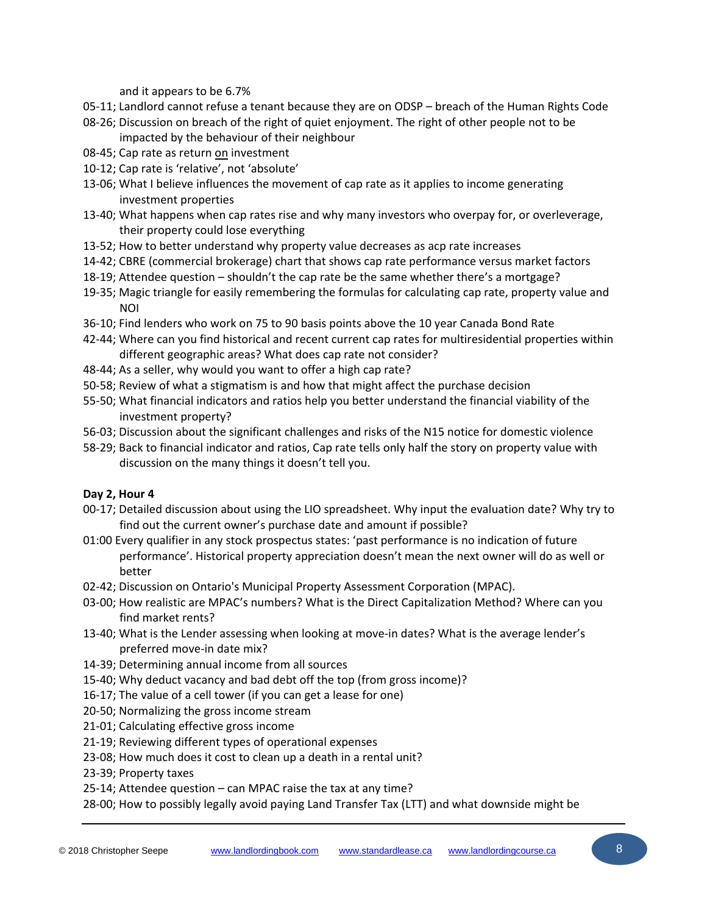and it appears to be 6.7%

05-11; Landlord cannot refuse a tenant because they are on ODSP – breach of the Human Rights Code

08-26; Discussion on breach of the right of quiet enjoyment. The right of other people not to be impacted by the behaviour of their neighbour

08-45; Cap rate as return on investment

10-12; Cap rate is 'relative', not 'absolute'

13-06; What I believe influences the movement of cap rate as it applies to income generating investment properties

13-40; What happens when cap rates rise and why many investors who overpay for, or overleverage, their property could lose everything

13-52; How to better understand why property value decreases as acp rate increases

14-42; CBRE (commercial brokerage) chart that shows cap rate performance versus market factors

18-19; Attendee question – shouldn't the cap rate be the same whether there's a mortgage?

19-35; Magic triangle for easily remembering the formulas for calculating cap rate, property value and NOI

36-10; Find lenders who work on 75 to 90 basis points above the 10 year Canada Bond Rate

42-44; Where can you find historical and recent current cap rates for multiresidential properties within different geographic areas? What does cap rate not consider?

48-44; As a seller, why would you want to offer a high cap rate?

50-58; Review of what a stigmatism is and how that might affect the purchase decision

55-50; What financial indicators and ratios help you better understand the financial viability of the investment property?

56-03; Discussion about the significant challenges and risks of the N15 notice for domestic violence

58-29; Back to financial indicator and ratios, Cap rate tells only half the story on property value with discussion on the many things it doesn't tell you.

**Day 2, Hour 4**

00-17; Detailed discussion about using the LIO spreadsheet. Why input the evaluation date? Why try to find out the current owner's purchase date and amount if possible?

01:00 Every qualifier in any stock prospectus states: 'past performance is no indication of future performance'. Historical property appreciation doesn't mean the next owner will do as well or better

02-42; Discussion on Ontario's Municipal Property Assessment Corporation (MPAC).

03-00; How realistic are MPAC's numbers? What is the Direct Capitalization Method? Where can you find market rents?

13-40; What is the Lender assessing when looking at move-in dates? What is the average lender's preferred move-in date mix?

14-39; Determining annual income from all sources

15-40; Why deduct vacancy and bad debt off the top (from gross income)?

16-17; The value of a cell tower (if you can get a lease for one)

20-50; Normalizing the gross income stream

21-01; Calculating effective gross income

21-19; Reviewing different types of operational expenses

23-08; How much does it cost to clean up a death in a rental unit?

23-39; Property taxes

25-14; Attendee question – can MPAC raise the tax at any time?

28-00; How to possibly legally avoid paying Land Transfer Tax (LTT) and what downside might be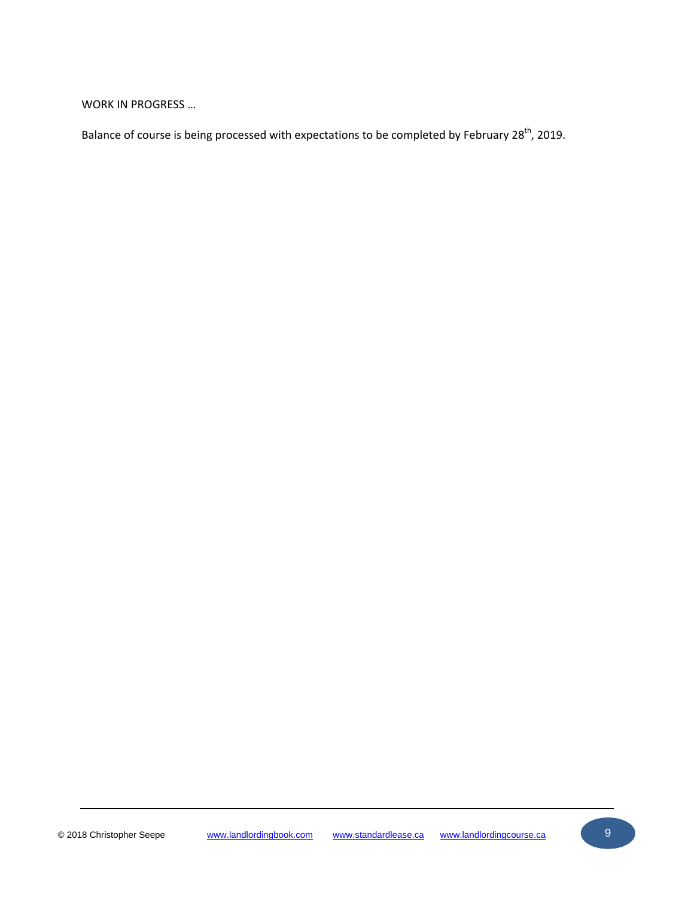WORK IN PROGRESS …

Balance of course is being processed with expectations to be completed by February 28th, 2019.